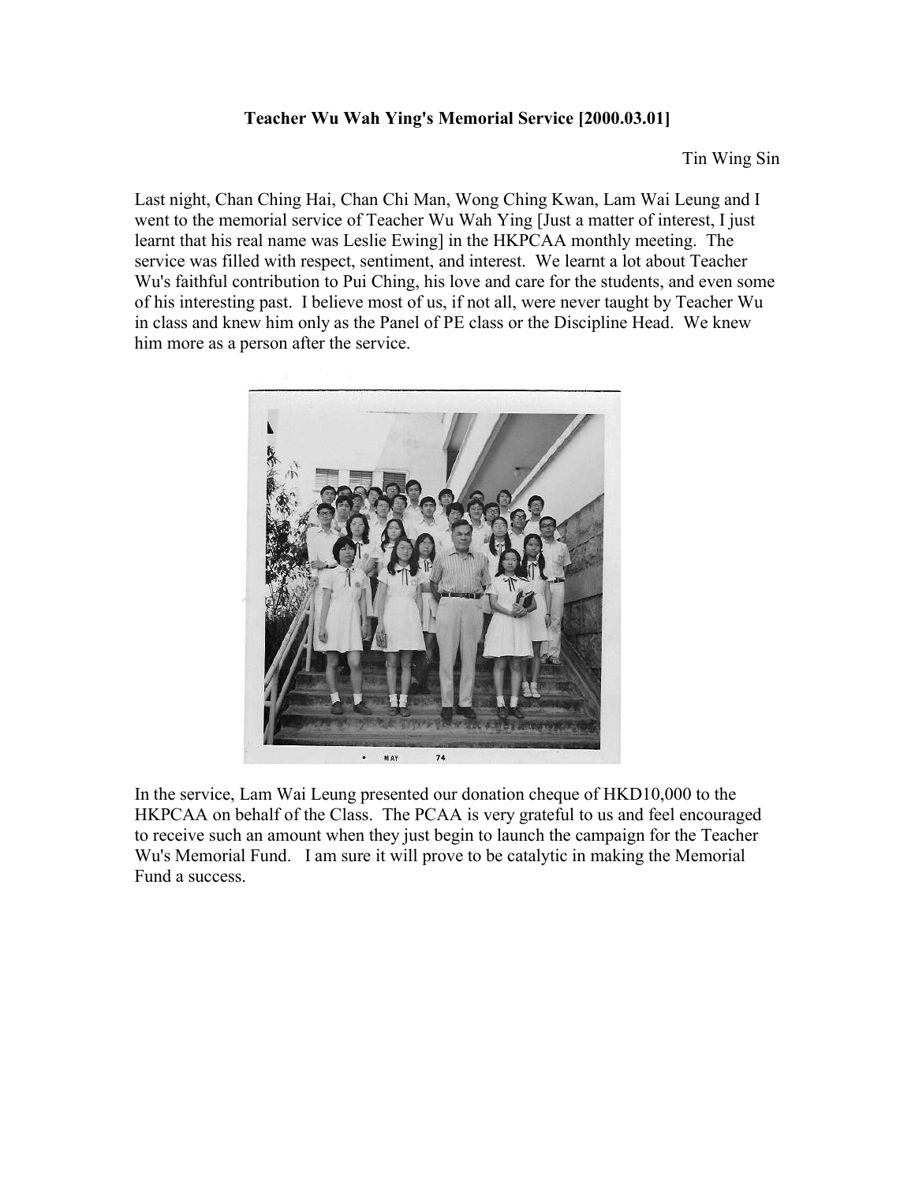**Teacher Wu Wah Ying's Memorial Service [2000.03.01]**

Tin Wing Sin

Last night, Chan Ching Hai, Chan Chi Man, Wong Ching Kwan, Lam Wai Leung and I went to the memorial service of Teacher Wu Wah Ying [Just a matter of interest, I just learnt that his real name was Leslie Ewing] in the HKPCAA monthly meeting. The service was filled with respect, sentiment, and interest. We learnt a lot about Teacher Wu's faithful contribution to Pui Ching, his love and care for the students, and even some of his interesting past. I believe most of us, if not all, were never taught by Teacher Wu in class and knew him only as the Panel of PE class or the Discipline Head. We knew him more as a person after the service.

In the service, Lam Wai Leung presented our donation cheque of HKD10,000 to the HKPCAA on behalf of the Class. The PCAA is very grateful to us and feel encouraged to receive such an amount when they just begin to launch the campaign for the Teacher Wu's Memorial Fund. I am sure it will prove to be catalytic in making the Memorial Fund a success.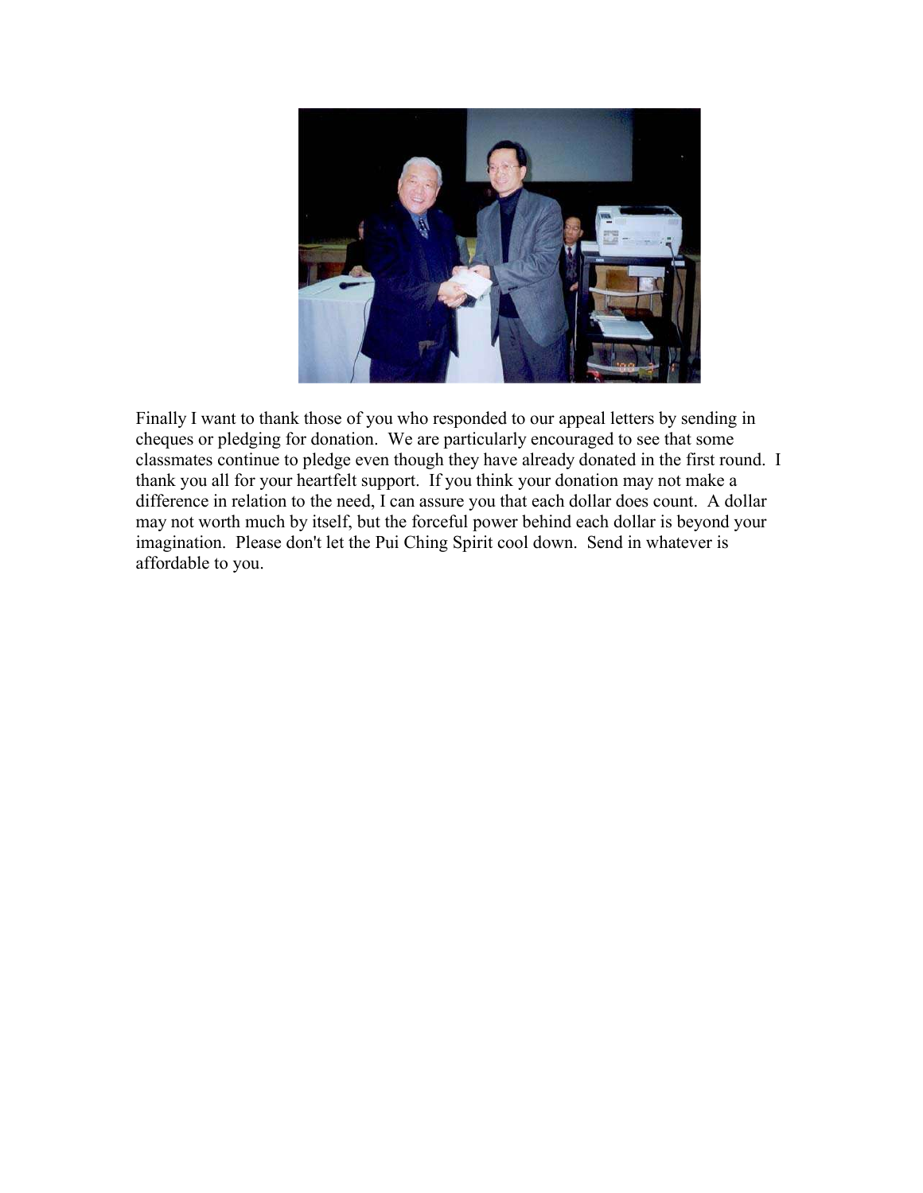Finally I want to thank those of you who responded to our appeal letters by sending in cheques or pledging for donation. We are particularly encouraged to see that some classmates continue to pledge even though they have already donated in the first round. I thank you all for your heartfelt support. If you think your donation may not make a difference in relation to the need, I can assure you that each dollar does count. A dollar may not worth much by itself, but the forceful power behind each dollar is beyond your imagination. Please don't let the Pui Ching Spirit cool down. Send in whatever is affordable to you.